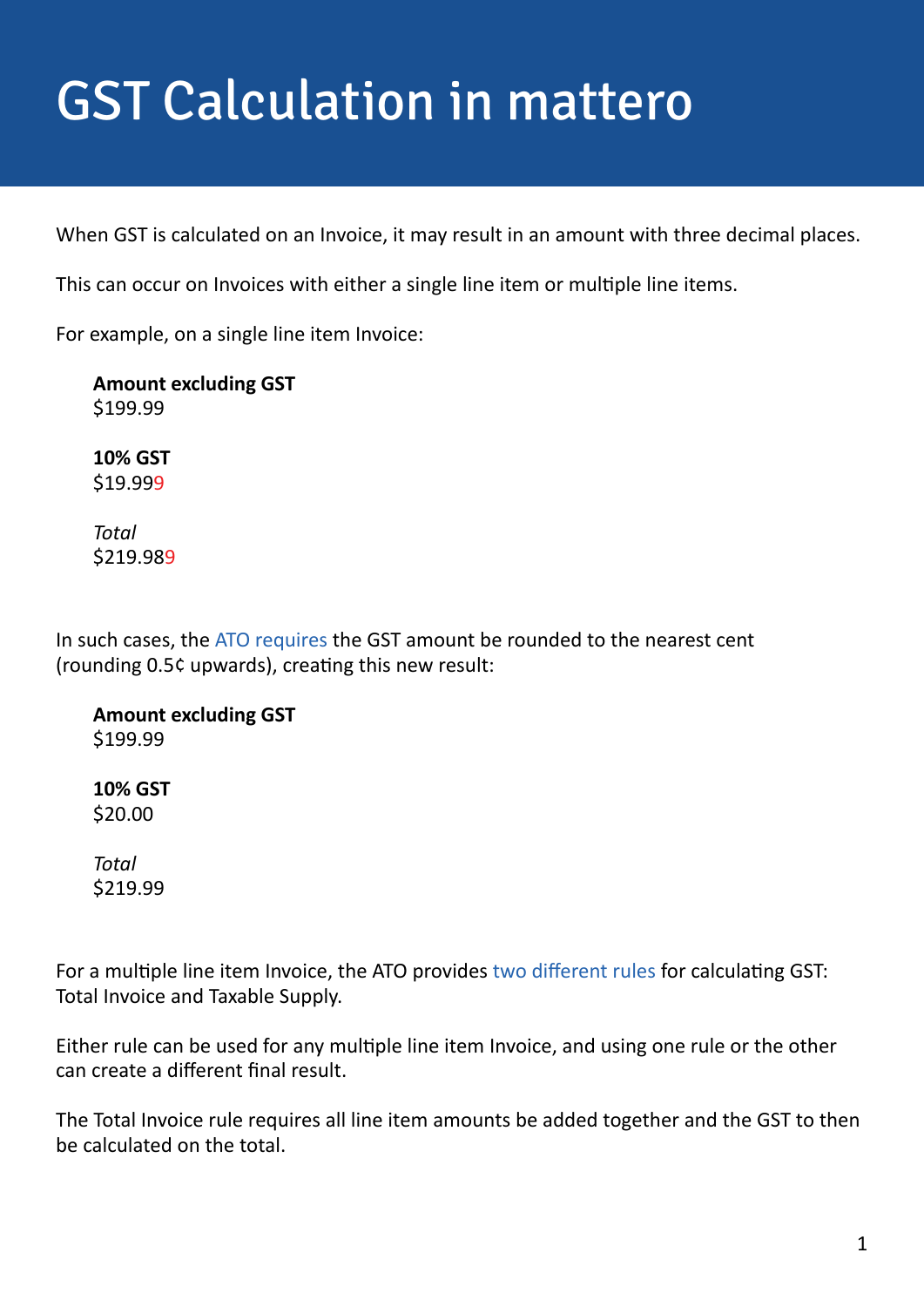# GST Calculation in mattero

When GST is calculated on an Invoice, it may result in an amount with three decimal places.

This can occur on Invoices with either a single line item or multiple line items.

For example, on a single line item Invoice:

**Amount excluding GST**
$199.99

**10% GST**
$19.999

*Total*
$219.989

In such cases, the ATO requires the GST amount be rounded to the nearest cent (rounding 0.5¢ upwards), creating this new result:

**Amount excluding GST**
$199.99

**10% GST**
$20.00

*Total*
$219.99

For a multiple line item Invoice, the ATO provides two different rules for calculating GST: Total Invoice and Taxable Supply.

Either rule can be used for any multiple line item Invoice, and using one rule or the other can create a different final result.

The Total Invoice rule requires all line item amounts be added together and the GST to then be calculated on the total.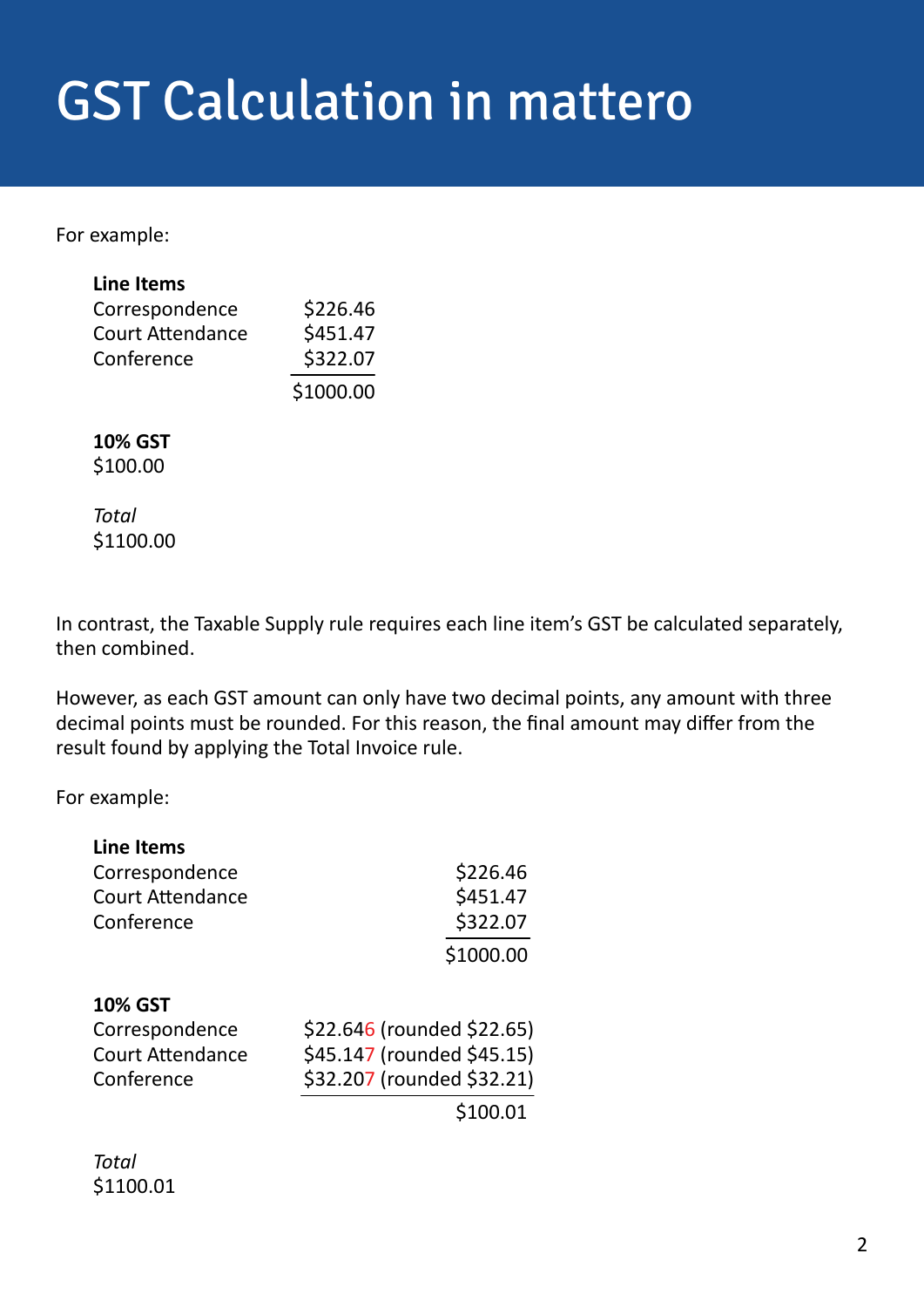# GST Calculation in mattero

For example:

| **Line Items** | |
|---|---|
| Correspondence | $226.46 |
| Court Attendance | $451.47 |
| Conference | $322.07 |
| | $1000.00 |

**10% GST**
$100.00

*Total*
$1100.00

In contrast, the Taxable Supply rule requires each line item's GST be calculated separately, then combined.

However, as each GST amount can only have two decimal points, any amount with three decimal points must be rounded. For this reason, the final amount may differ from the result found by applying the Total Invoice rule.

For example:

| **Line Items** | |
|---|---|
| Correspondence | $226.46 |
| Court Attendance | $451.47 |
| Conference | $322.07 |
| | $1000.00 |

| **10% GST** | |
|---|---|
| Correspondence | $22.646 (rounded $22.65) |
| Court Attendance | $45.147 (rounded $45.15) |
| Conference | $32.207 (rounded $32.21) |
| | $100.01 |

*Total*
$1100.01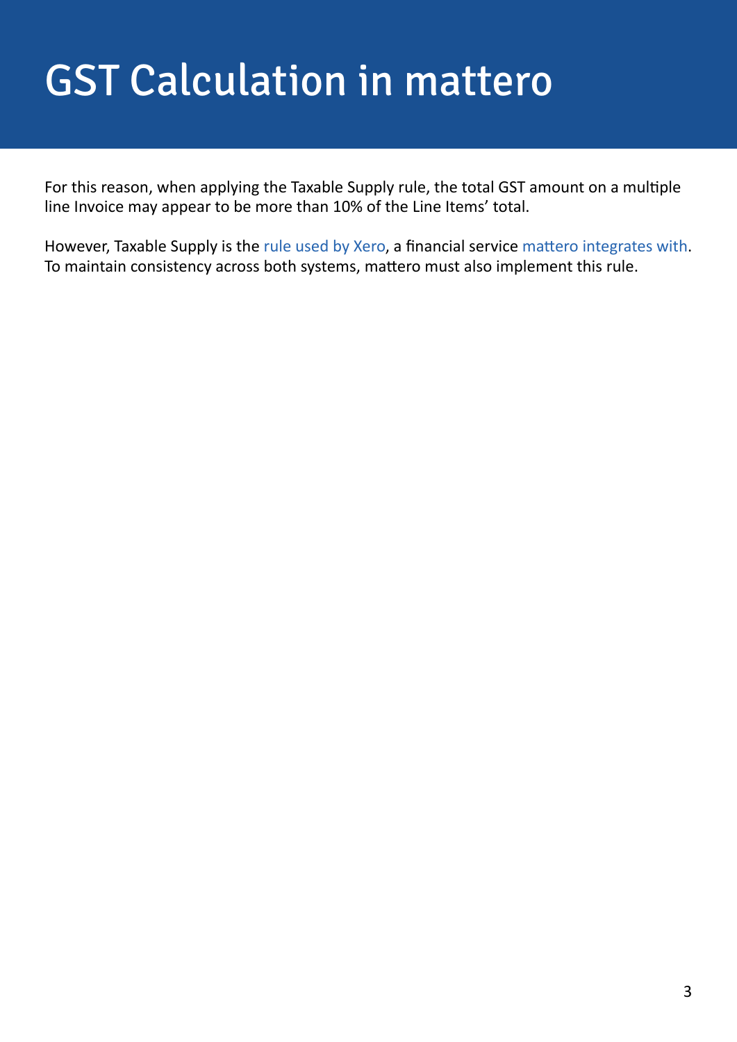# GST Calculation in mattero

For this reason, when applying the Taxable Supply rule, the total GST amount on a multiple line Invoice may appear to be more than 10% of the Line Items' total.

However, Taxable Supply is the rule used by Xero, a financial service mattero integrates with. To maintain consistency across both systems, mattero must also implement this rule.